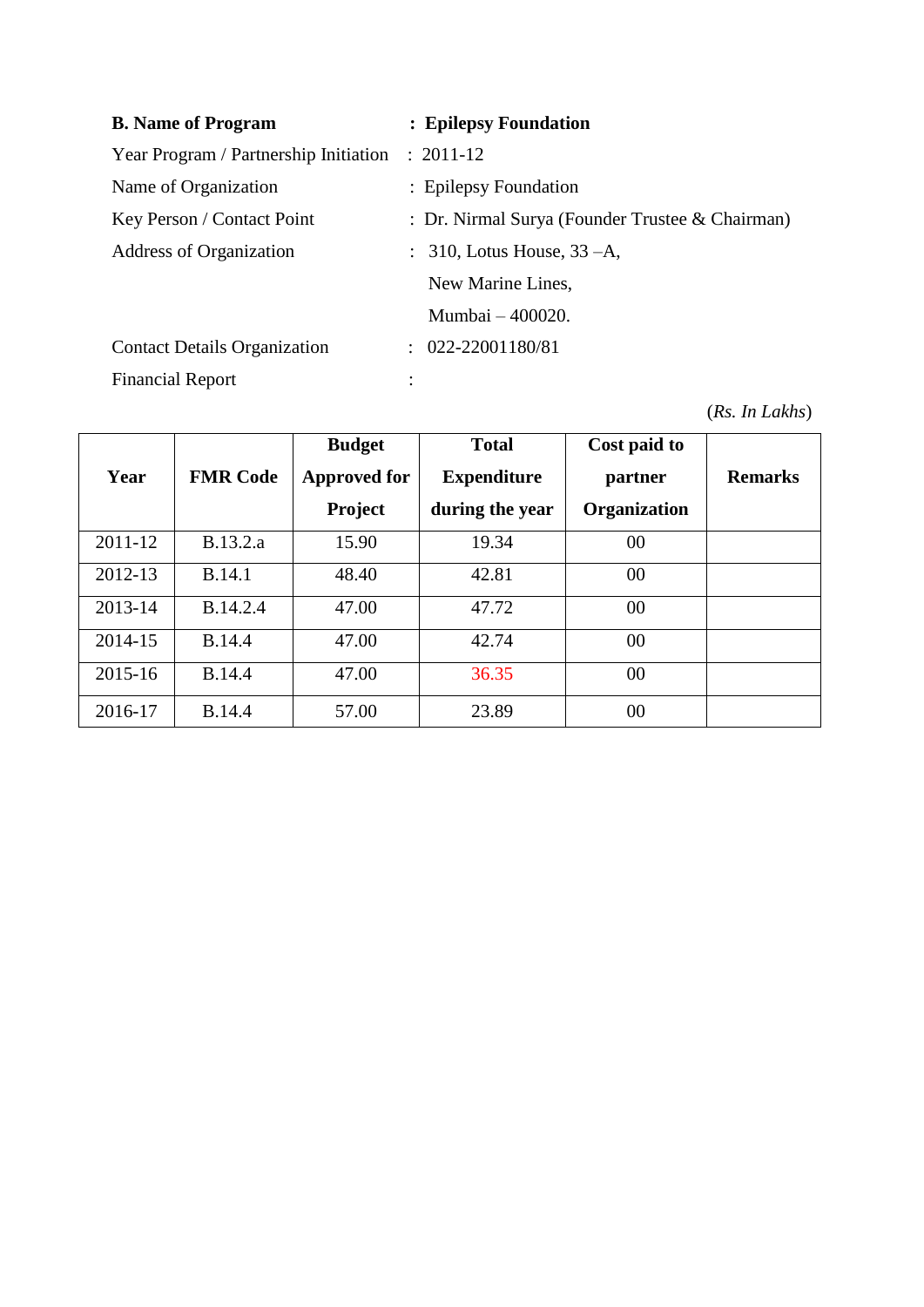**B. Name of Program** : **Epilepsy Foundation**

Year Program / Partnership Initiation : 2011-12

Name of Organization : Epilepsy Foundation

Key Person / Contact Point : Dr. Nirmal Surya (Founder Trustee & Chairman)

Address of Organization : 310, Lotus House, 33 –A,
New Marine Lines,
Mumbai – 400020.

Contact Details Organization : 022-22001180/81

Financial Report :

(*Rs. In Lakhs*)

| Year | FMR Code | Budget Approved for Project | Total Expenditure during the year | Cost paid to partner Organization | Remarks |
|---|---|---|---|---|---|
| 2011-12 | B.13.2.a | 15.90 | 19.34 | 00 | |
| 2012-13 | B.14.1 | 48.40 | 42.81 | 00 | |
| 2013-14 | B.14.2.4 | 47.00 | 47.72 | 00 | |
| 2014-15 | B.14.4 | 47.00 | 42.74 | 00 | |
| 2015-16 | B.14.4 | 47.00 | 36.35 | 00 | |
| 2016-17 | B.14.4 | 57.00 | 23.89 | 00 | |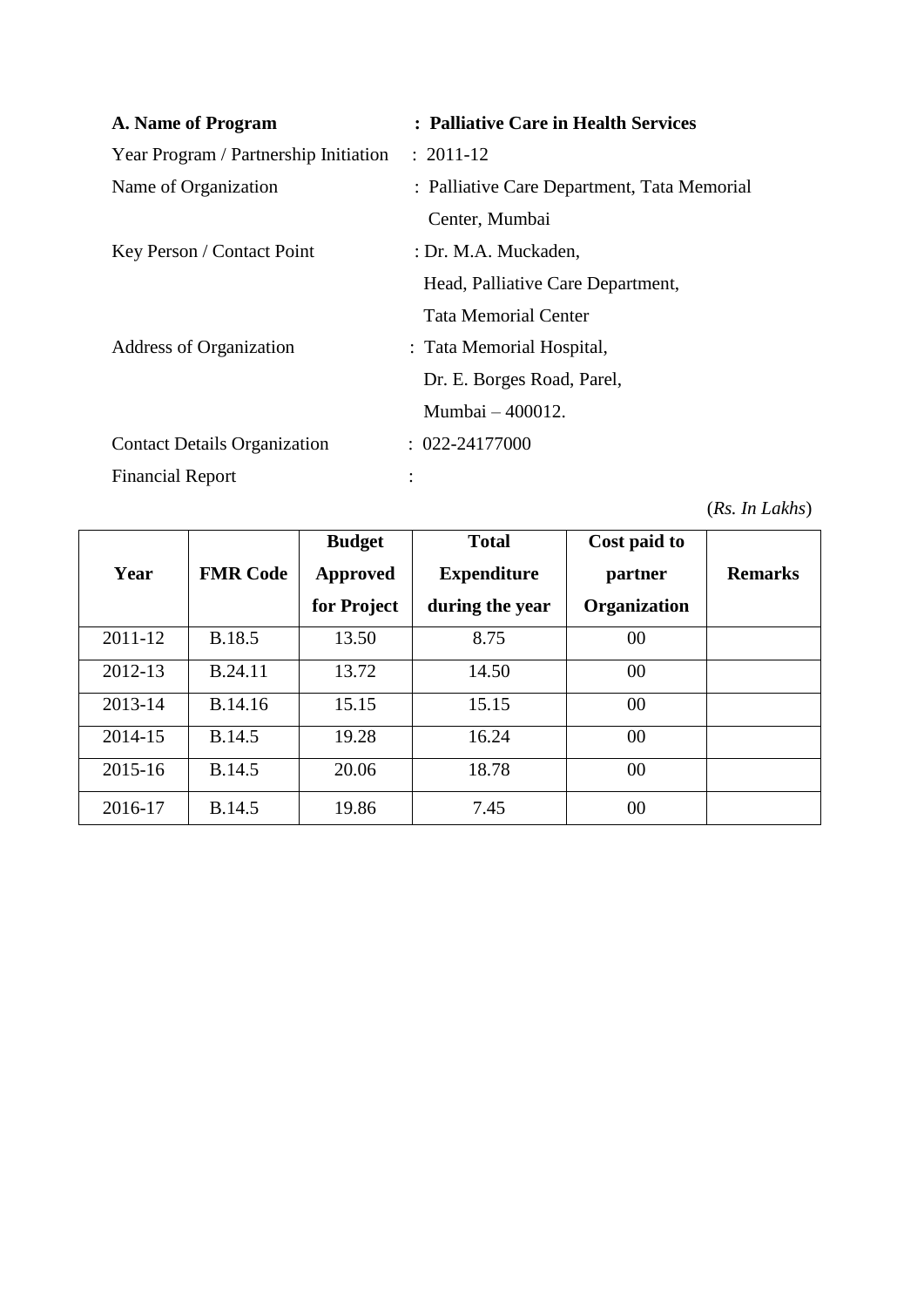**A. Name of Program** : **Palliative Care in Health Services**

Year Program / Partnership Initiation : 2011-12

Name of Organization : Palliative Care Department, Tata Memorial Center, Mumbai

Key Person / Contact Point : Dr. M.A. Muckaden, Head, Palliative Care Department, Tata Memorial Center

Address of Organization : Tata Memorial Hospital, Dr. E. Borges Road, Parel, Mumbai – 400012.

Contact Details Organization : 022-24177000

Financial Report :

(*Rs. In Lakhs*)

| Year | FMR Code | Budget Approved for Project | Total Expenditure during the year | Cost paid to partner Organization | Remarks |
|---|---|---|---|---|---|
| 2011-12 | B.18.5 | 13.50 | 8.75 | 00 | |
| 2012-13 | B.24.11 | 13.72 | 14.50 | 00 | |
| 2013-14 | B.14.16 | 15.15 | 15.15 | 00 | |
| 2014-15 | B.14.5 | 19.28 | 16.24 | 00 | |
| 2015-16 | B.14.5 | 20.06 | 18.78 | 00 | |
| 2016-17 | B.14.5 | 19.86 | 7.45 | 00 | |